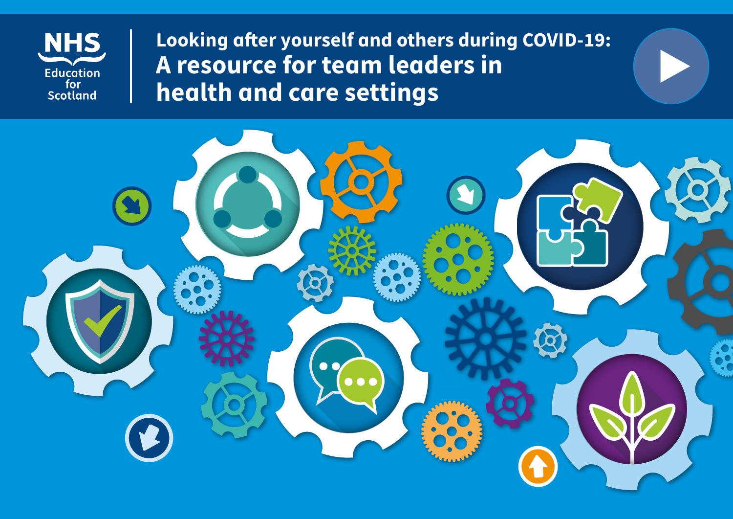NHS Education for Scotland

# Looking after yourself and others during COVID-19: A resource for team leaders in health and care settings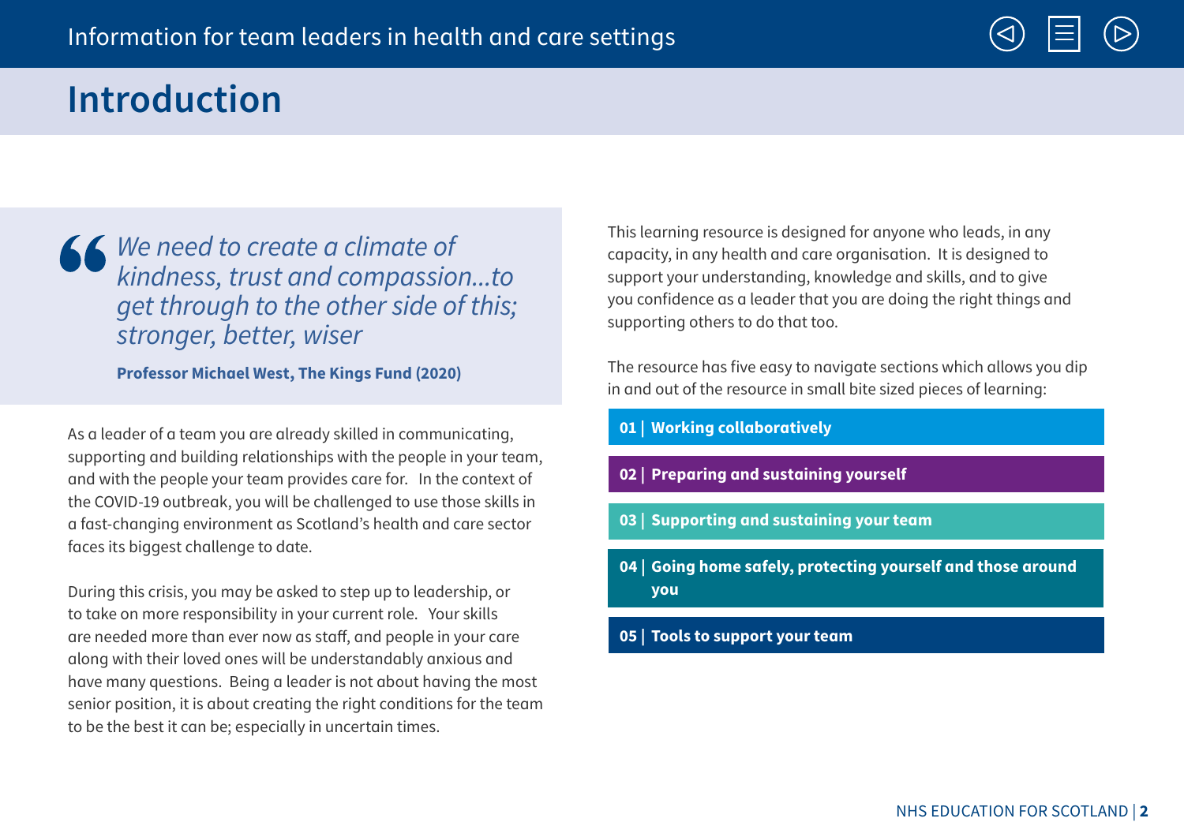# Introduction

> *We need to create a climate of kindness, trust and compassion...to get through to the other side of this; stronger, better, wiser*
>
> **Professor Michael West, The Kings Fund (2020)**

As a leader of a team you are already skilled in communicating, supporting and building relationships with the people in your team, and with the people your team provides care for. In the context of the COVID-19 outbreak, you will be challenged to use those skills in a fast-changing environment as Scotland's health and care sector faces its biggest challenge to date.

During this crisis, you may be asked to step up to leadership, or to take on more responsibility in your current role. Your skills are needed more than ever now as staff, and people in your care along with their loved ones will be understandably anxious and have many questions. Being a leader is not about having the most senior position, it is about creating the right conditions for the team to be the best it can be; especially in uncertain times.

This learning resource is designed for anyone who leads, in any capacity, in any health and care organisation. It is designed to support your understanding, knowledge and skills, and to give you confidence as a leader that you are doing the right things and supporting others to do that too.

The resource has five easy to navigate sections which allows you dip in and out of the resource in small bite sized pieces of learning:

- **01 | Working collaboratively**
- **02 | Preparing and sustaining yourself**
- **03 | Supporting and sustaining your team**
- **04 | Going home safely, protecting yourself and those around you**
- **05 | Tools to support your team**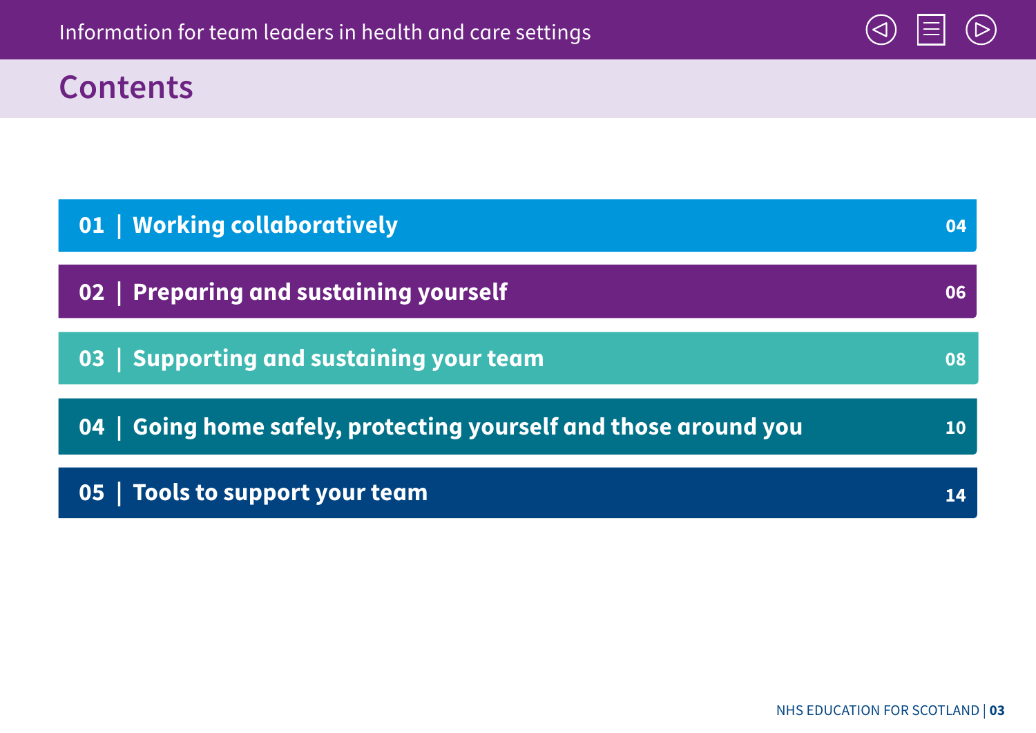# Contents

| | | |
|---|---|---|
| 01 | Working collaboratively | 04 |
| 02 | Preparing and sustaining yourself | 06 |
| 03 | Supporting and sustaining your team | 08 |
| 04 | Going home safely, protecting yourself and those around you | 10 |
| 05 | Tools to support your team | 14 |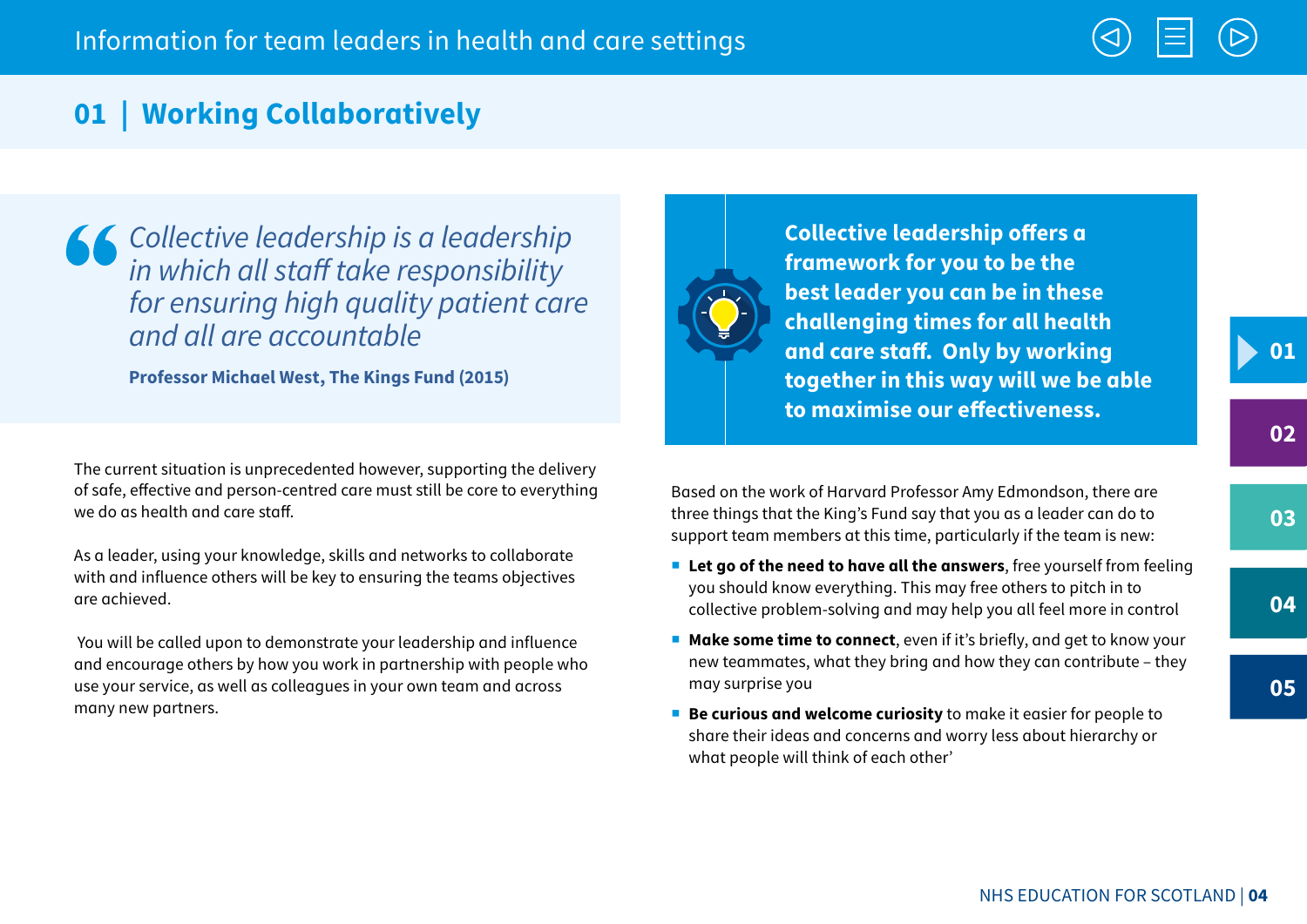## 01 | Working Collaboratively

> *Collective leadership is a leadership in which all staff take responsibility for ensuring high quality patient care and all are accountable*
>
> **Professor Michael West, The Kings Fund (2015)**

The current situation is unprecedented however, supporting the delivery of safe, effective and person-centred care must still be core to everything we do as health and care staff.

As a leader, using your knowledge, skills and networks to collaborate with and influence others will be key to ensuring the teams objectives are achieved.

You will be called upon to demonstrate your leadership and influence and encourage others by how you work in partnership with people who use your service, as well as colleagues in your own team and across many new partners.

**Collective leadership offers a framework for you to be the best leader you can be in these challenging times for all health and care staff. Only by working together in this way will we be able to maximise our effectiveness.**

Based on the work of Harvard Professor Amy Edmondson, there are three things that the King's Fund say that you as a leader can do to support team members at this time, particularly if the team is new:

- **Let go of the need to have all the answers**, free yourself from feeling you should know everything. This may free others to pitch in to collective problem-solving and may help you all feel more in control
- **Make some time to connect**, even if it's briefly, and get to know your new teammates, what they bring and how they can contribute – they may surprise you
- **Be curious and welcome curiosity** to make it easier for people to share their ideas and concerns and worry less about hierarchy or what people will think of each other'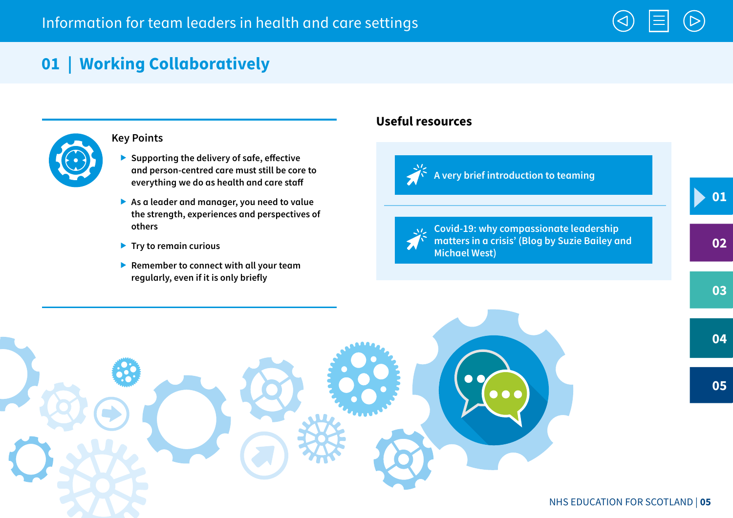## 01 | Working Collaboratively

### Key Points

- Supporting the delivery of safe, effective and person-centred care must still be core to everything we do as health and care staff
- As a leader and manager, you need to value the strength, experiences and perspectives of others
- Try to remain curious
- Remember to connect with all your team regularly, even if it is only briefly

### Useful resources

- A very brief introduction to teaming
- Covid-19: why compassionate leadership matters in a crisis' (Blog by Suzie Bailey and Michael West)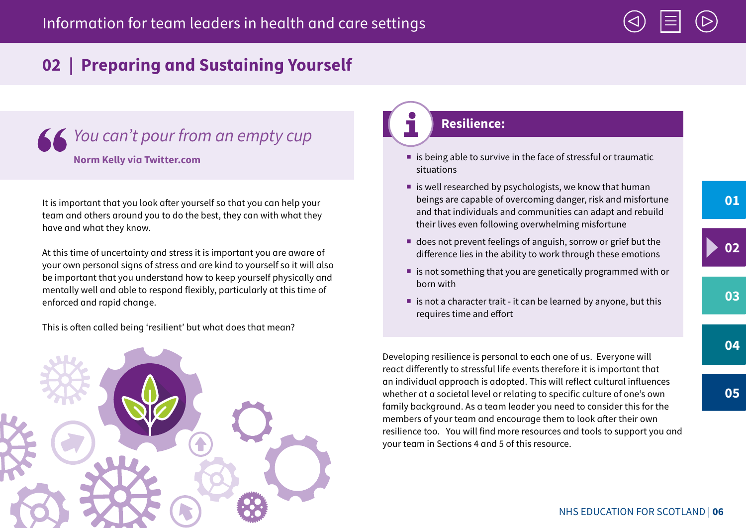## 02 | Preparing and Sustaining Yourself

> *You can't pour from an empty cup*
>
> **Norm Kelly via Twitter.com**

It is important that you look after yourself so that you can help your team and others around you to do the best, they can with what they have and what they know.

At this time of uncertainty and stress it is important you are aware of your own personal signs of stress and are kind to yourself so it will also be important that you understand how to keep yourself physically and mentally well and able to respond flexibly, particularly at this time of enforced and rapid change.

This is often called being 'resilient' but what does that mean?

### Resilience:

- is being able to survive in the face of stressful or traumatic situations
- is well researched by psychologists, we know that human beings are capable of overcoming danger, risk and misfortune and that individuals and communities can adapt and rebuild their lives even following overwhelming misfortune
- does not prevent feelings of anguish, sorrow or grief but the difference lies in the ability to work through these emotions
- is not something that you are genetically programmed with or born with
- is not a character trait - it can be learned by anyone, but this requires time and effort

Developing resilience is personal to each one of us. Everyone will react differently to stressful life events therefore it is important that an individual approach is adopted. This will reflect cultural influences whether at a societal level or relating to specific culture of one's own family background. As a team leader you need to consider this for the members of your team and encourage them to look after their own resilience too. You will find more resources and tools to support you and your team in Sections 4 and 5 of this resource.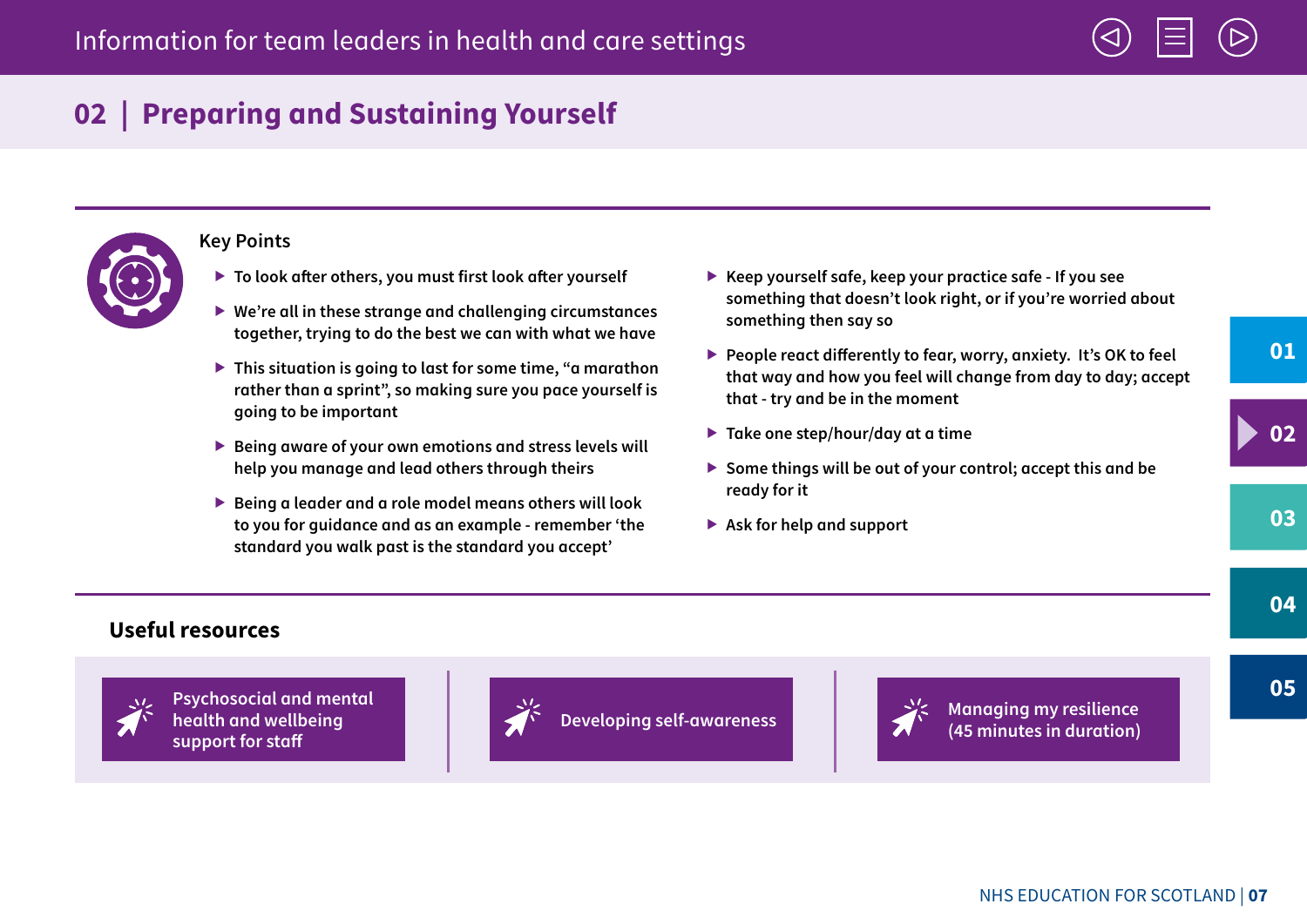## 02 | Preparing and Sustaining Yourself

### Key Points

- To look after others, you must first look after yourself
- We're all in these strange and challenging circumstances together, trying to do the best we can with what we have
- This situation is going to last for some time, "a marathon rather than a sprint", so making sure you pace yourself is going to be important
- Being aware of your own emotions and stress levels will help you manage and lead others through theirs
- Being a leader and a role model means others will look to you for guidance and as an example - remember 'the standard you walk past is the standard you accept'
- Keep yourself safe, keep your practice safe - If you see something that doesn't look right, or if you're worried about something then say so
- People react differently to fear, worry, anxiety. It's OK to feel that way and how you feel will change from day to day; accept that - try and be in the moment
- Take one step/hour/day at a time
- Some things will be out of your control; accept this and be ready for it
- Ask for help and support

### Useful resources

- Psychosocial and mental health and wellbeing support for staff
- Developing self-awareness
- Managing my resilience (45 minutes in duration)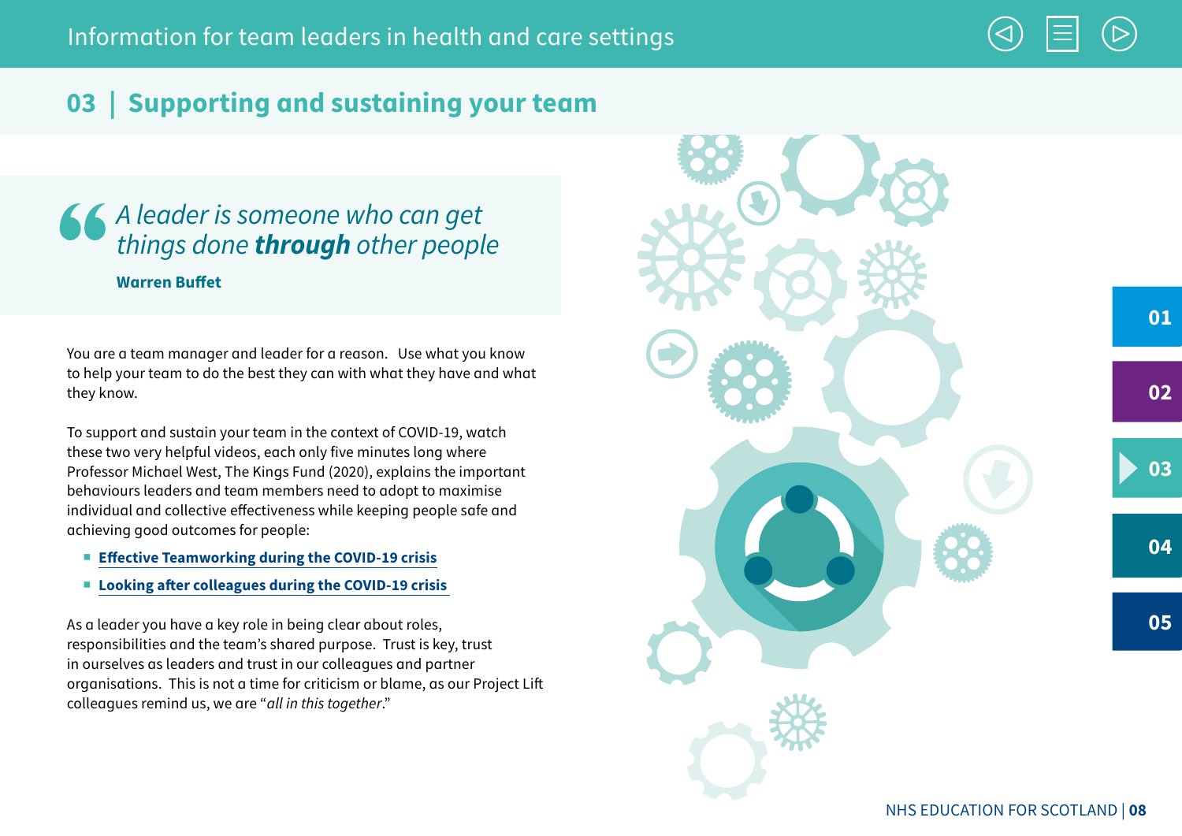## 03 | Supporting and sustaining your team

> *A leader is someone who can get things done* ***through*** *other people*
>
> **Warren Buffet**

You are a team manager and leader for a reason. Use what you know to help your team to do the best they can with what they have and what they know.

To support and sustain your team in the context of COVID-19, watch these two very helpful videos, each only five minutes long where Professor Michael West, The Kings Fund (2020), explains the important behaviours leaders and team members need to adopt to maximise individual and collective effectiveness while keeping people safe and achieving good outcomes for people:

- **Effective Teamworking during the COVID-19 crisis**
- **Looking after colleagues during the COVID-19 crisis**

As a leader you have a key role in being clear about roles, responsibilities and the team's shared purpose. Trust is key, trust in ourselves as leaders and trust in our colleagues and partner organisations. This is not a time for criticism or blame, as our Project Lift colleagues remind us, we are "*all in this together*."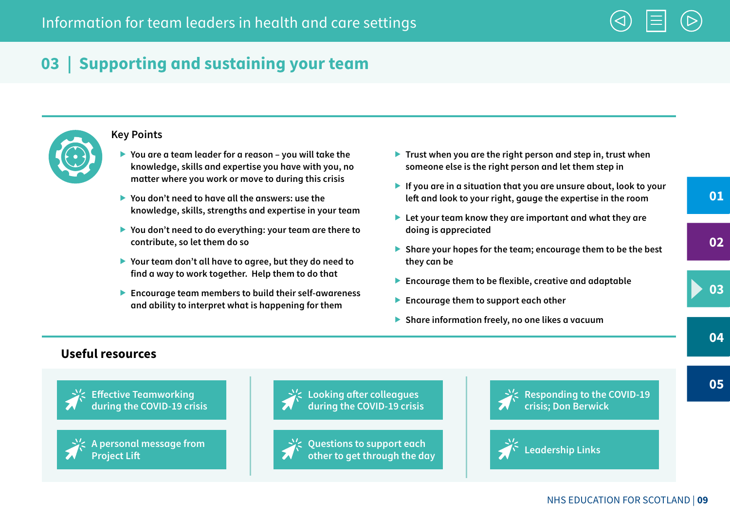## 03 | Supporting and sustaining your team

### Key Points

- You are a team leader for a reason – you will take the knowledge, skills and expertise you have with you, no matter where you work or move to during this crisis
- You don't need to have all the answers: use the knowledge, skills, strengths and expertise in your team
- You don't need to do everything: your team are there to contribute, so let them do so
- Your team don't all have to agree, but they do need to find a way to work together. Help them to do that
- Encourage team members to build their self-awareness and ability to interpret what is happening for them
- Trust when you are the right person and step in, trust when someone else is the right person and let them step in
- If you are in a situation that you are unsure about, look to your left and look to your right, gauge the expertise in the room
- Let your team know they are important and what they are doing is appreciated
- Share your hopes for the team; encourage them to be the best they can be
- Encourage them to be flexible, creative and adaptable
- Encourage them to support each other
- Share information freely, no one likes a vacuum

### Useful resources

- Effective Teamworking during the COVID-19 crisis
- A personal message from Project Lift
- Looking after colleagues during the COVID-19 crisis
- Questions to support each other to get through the day
- Responding to the COVID-19 crisis; Don Berwick
- Leadership Links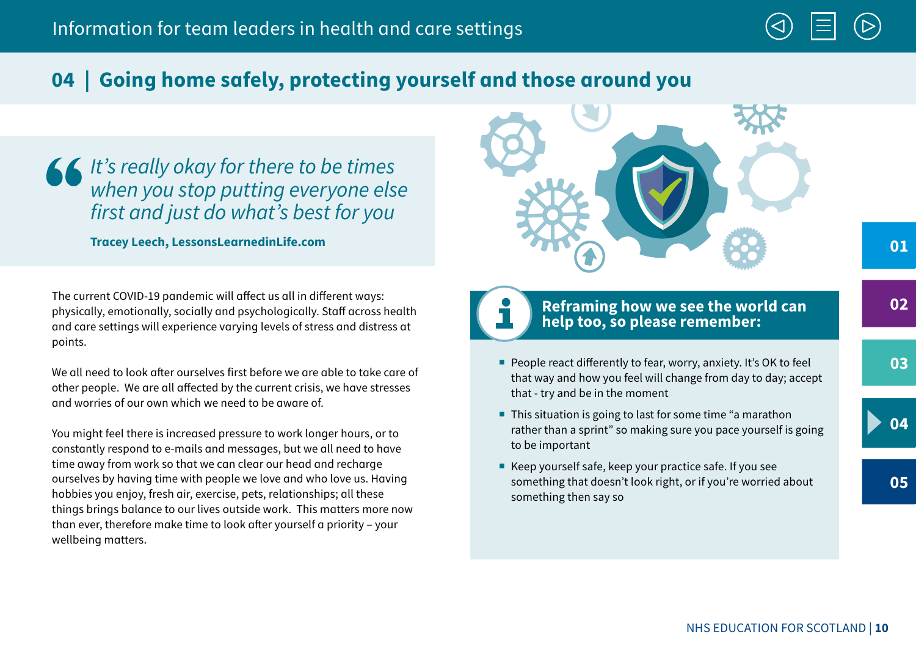## 04 | Going home safely, protecting yourself and those around you

> *It's really okay for there to be times when you stop putting everyone else first and just do what's best for you*
>
> **Tracey Leech, LessonsLearnedinLife.com**

The current COVID-19 pandemic will affect us all in different ways: physically, emotionally, socially and psychologically. Staff across health and care settings will experience varying levels of stress and distress at points.

We all need to look after ourselves first before we are able to take care of other people. We are all affected by the current crisis, we have stresses and worries of our own which we need to be aware of.

You might feel there is increased pressure to work longer hours, or to constantly respond to e-mails and messages, but we all need to have time away from work so that we can clear our head and recharge ourselves by having time with people we love and who love us. Having hobbies you enjoy, fresh air, exercise, pets, relationships; all these things brings balance to our lives outside work. This matters more now than ever, therefore make time to look after yourself a priority – your wellbeing matters.

### Reframing how we see the world can help too, so please remember:

- People react differently to fear, worry, anxiety. It's OK to feel that way and how you feel will change from day to day; accept that - try and be in the moment
- This situation is going to last for some time "a marathon rather than a sprint" so making sure you pace yourself is going to be important
- Keep yourself safe, keep your practice safe. If you see something that doesn't look right, or if you're worried about something then say so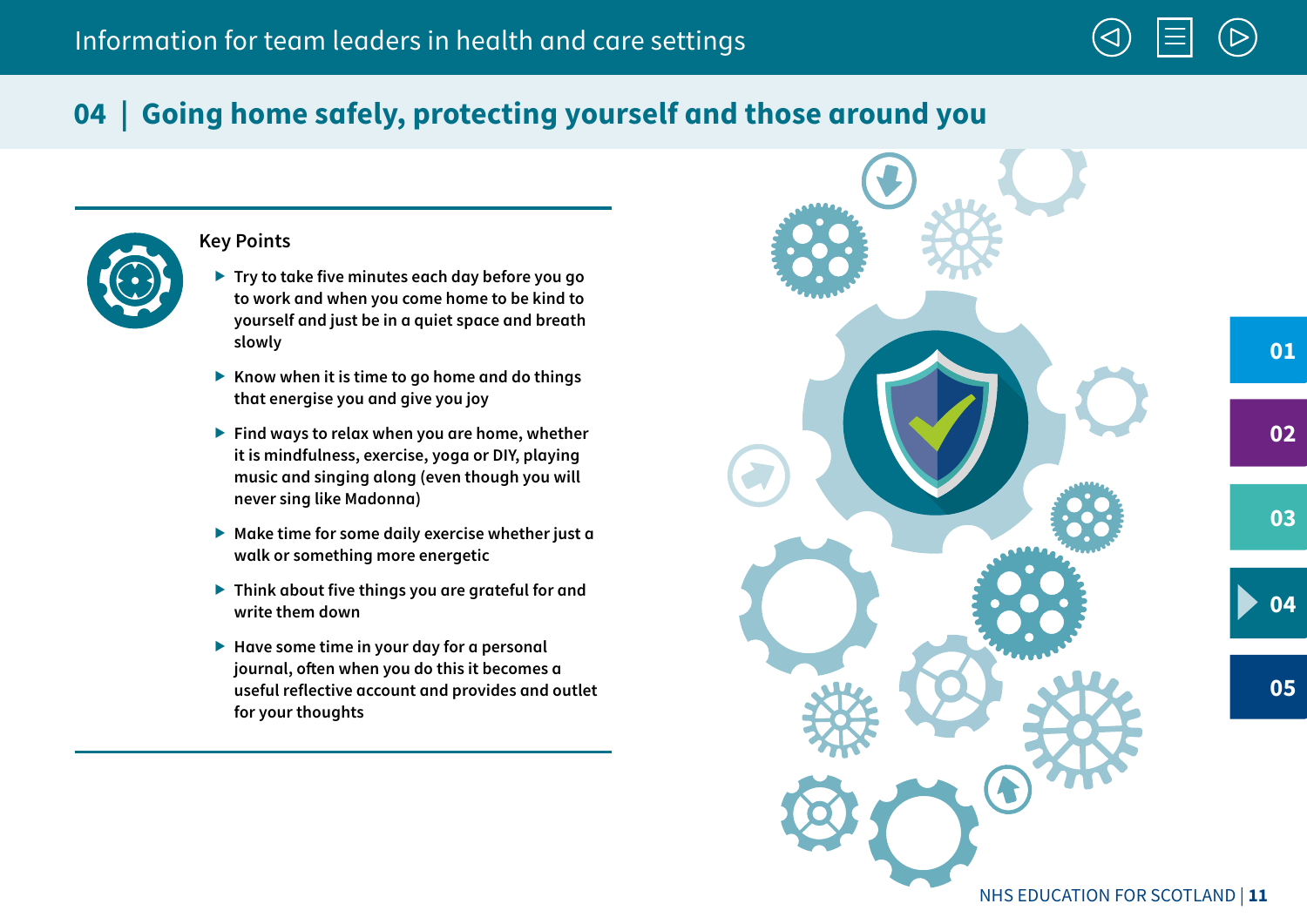# 04 | Going home safely, protecting yourself and those around you

## Key Points

- Try to take five minutes each day before you go to work and when you come home to be kind to yourself and just be in a quiet space and breath slowly
- Know when it is time to go home and do things that energise you and give you joy
- Find ways to relax when you are home, whether it is mindfulness, exercise, yoga or DIY, playing music and singing along (even though you will never sing like Madonna)
- Make time for some daily exercise whether just a walk or something more energetic
- Think about five things you are grateful for and write them down
- Have some time in your day for a personal journal, often when you do this it becomes a useful reflective account and provides and outlet for your thoughts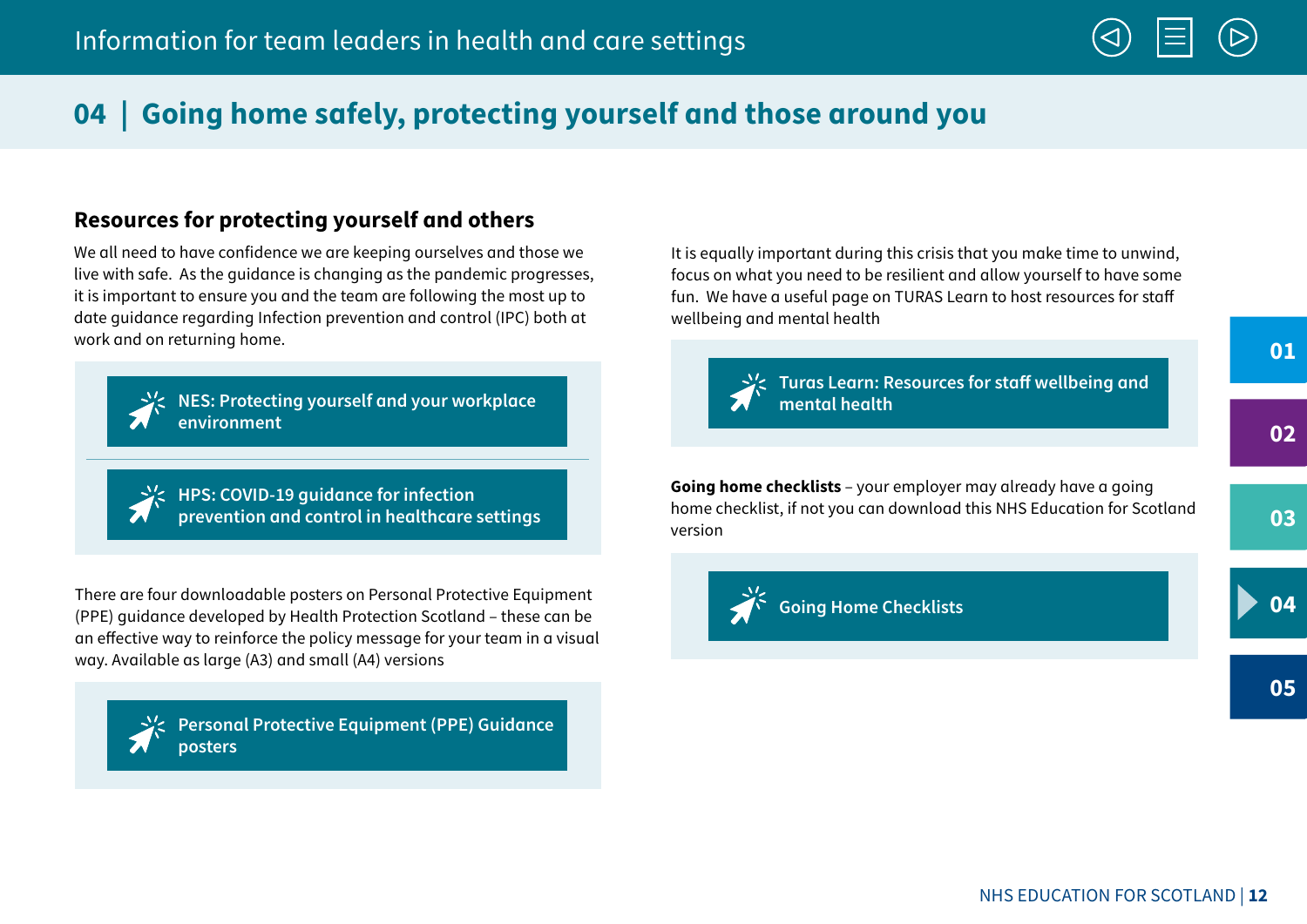## 04 | Going home safely, protecting yourself and those around you

### Resources for protecting yourself and others

We all need to have confidence we are keeping ourselves and those we live with safe. As the guidance is changing as the pandemic progresses, it is important to ensure you and the team are following the most up to date guidance regarding Infection prevention and control (IPC) both at work and on returning home.

**NES: Protecting yourself and your workplace environment**

**HPS: COVID-19 guidance for infection prevention and control in healthcare settings**

There are four downloadable posters on Personal Protective Equipment (PPE) guidance developed by Health Protection Scotland – these can be an effective way to reinforce the policy message for your team in a visual way. Available as large (A3) and small (A4) versions

**Personal Protective Equipment (PPE) Guidance posters**

It is equally important during this crisis that you make time to unwind, focus on what you need to be resilient and allow yourself to have some fun. We have a useful page on TURAS Learn to host resources for staff wellbeing and mental health

**Turas Learn: Resources for staff wellbeing and mental health**

**Going home checklists** – your employer may already have a going home checklist, if not you can download this NHS Education for Scotland version

**Going Home Checklists**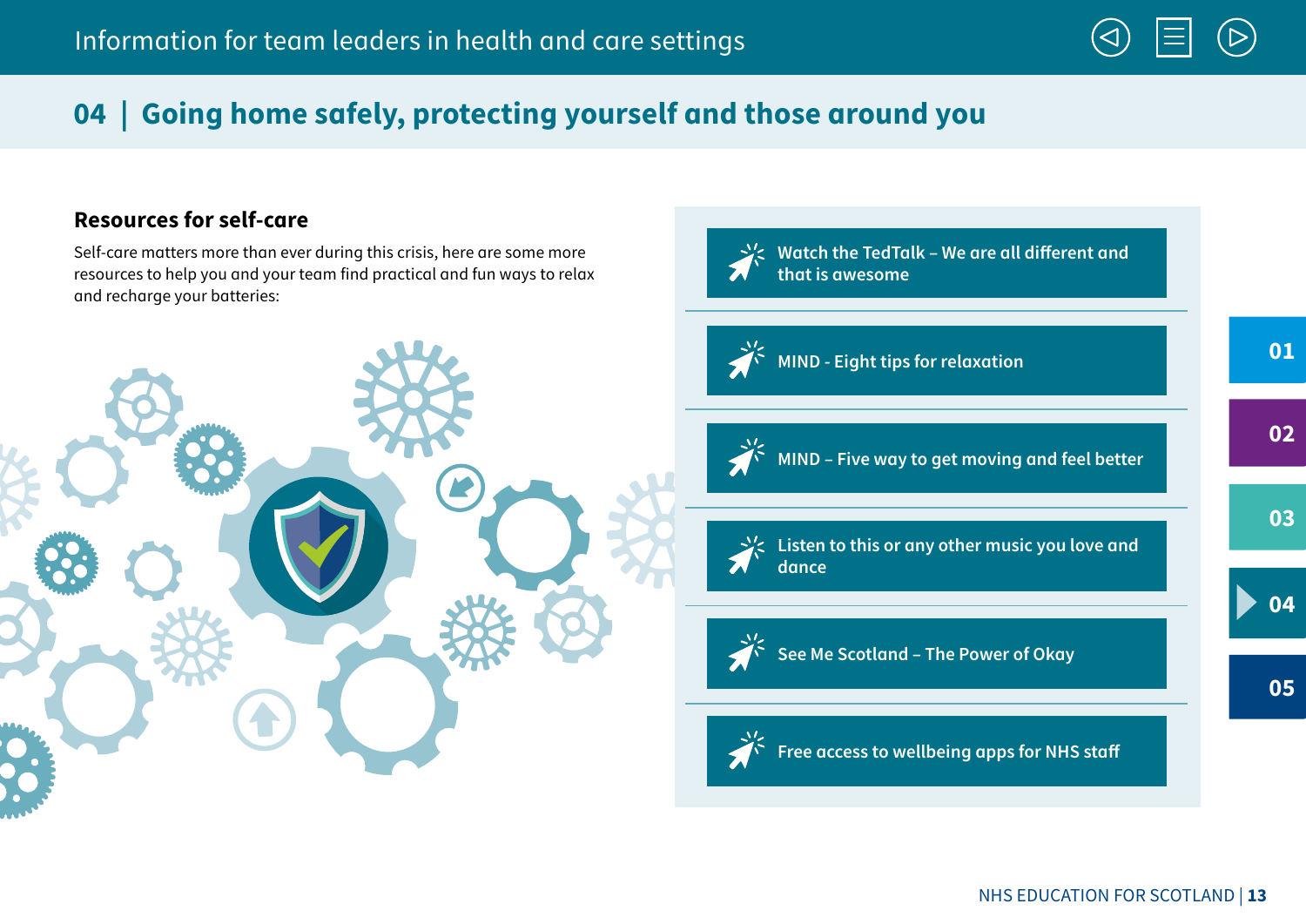## 04 | Going home safely, protecting yourself and those around you

### Resources for self-care

Self-care matters more than ever during this crisis, here are some more resources to help you and your team find practical and fun ways to relax and recharge your batteries:

- Watch the TedTalk – We are all different and that is awesome
- MIND - Eight tips for relaxation
- MIND – Five way to get moving and feel better
- Listen to this or any other music you love and dance
- See Me Scotland – The Power of Okay
- Free access to wellbeing apps for NHS staff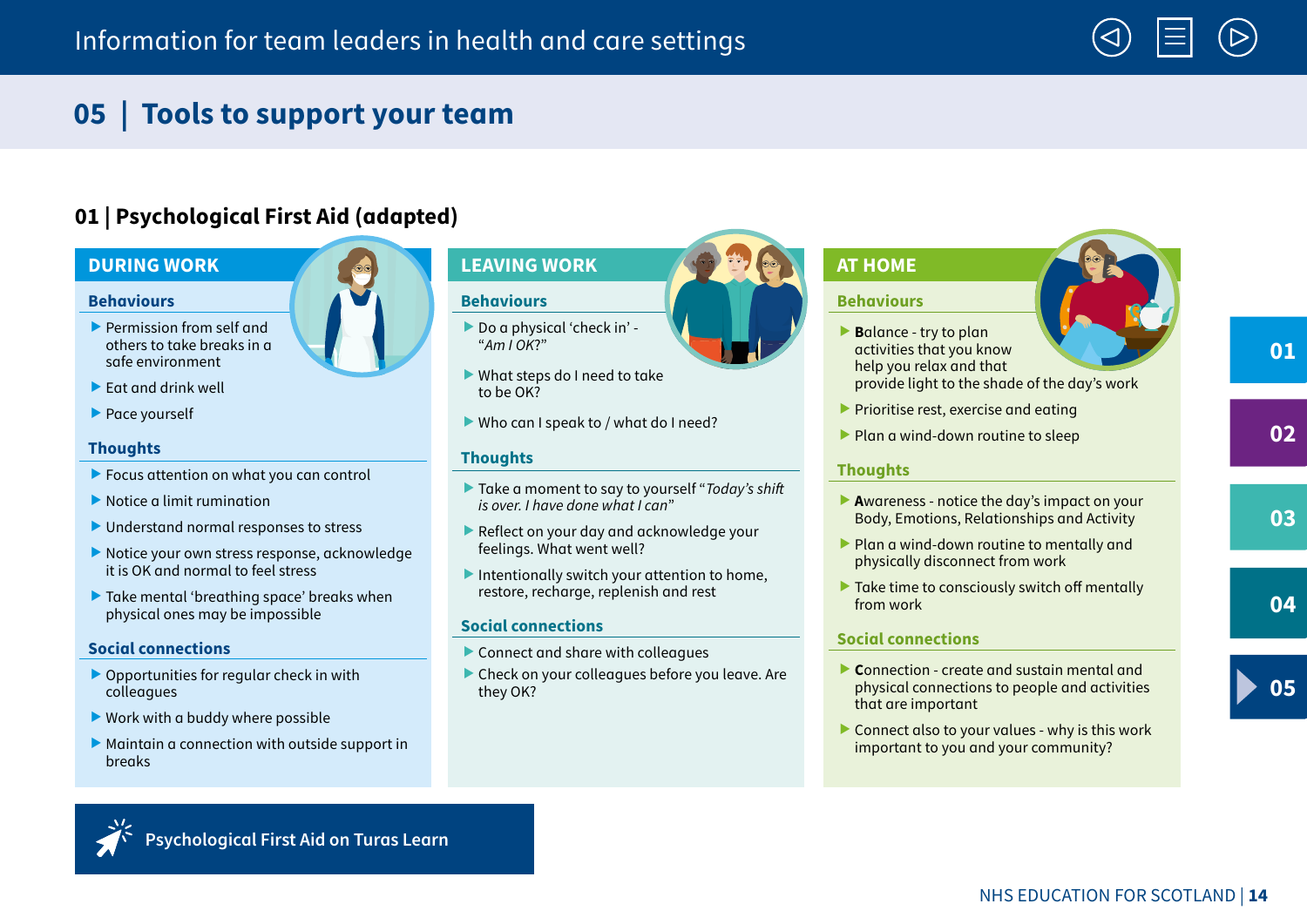# 05 | Tools to support your team

## 01 | Psychological First Aid (adapted)

### DURING WORK

#### Behaviours

- Permission from self and others to take breaks in a safe environment
- Eat and drink well
- Pace yourself

#### Thoughts

- Focus attention on what you can control
- Notice a limit rumination
- Understand normal responses to stress
- Notice your own stress response, acknowledge it is OK and normal to feel stress
- Take mental 'breathing space' breaks when physical ones may be impossible

#### Social connections

- Opportunities for regular check in with colleagues
- Work with a buddy where possible
- Maintain a connection with outside support in breaks

### LEAVING WORK

#### Behaviours

- Do a physical 'check in' - "*Am I OK?*"
- What steps do I need to take to be OK?
- Who can I speak to / what do I need?

#### Thoughts

- Take a moment to say to yourself "*Today's shift is over. I have done what I can*"
- Reflect on your day and acknowledge your feelings. What went well?
- Intentionally switch your attention to home, restore, recharge, replenish and rest

#### Social connections

- Connect and share with colleagues
- Check on your colleagues before you leave. Are they OK?

### AT HOME

#### Behaviours

- **B**alance - try to plan activities that you know help you relax and that provide light to the shade of the day's work
- Prioritise rest, exercise and eating
- Plan a wind-down routine to sleep

#### Thoughts

- **A**wareness - notice the day's impact on your Body, Emotions, Relationships and Activity
- Plan a wind-down routine to mentally and physically disconnect from work
- Take time to consciously switch off mentally from work

#### Social connections

- **C**onnection - create and sustain mental and physical connections to people and activities that are important
- Connect also to your values - why is this work important to you and your community?

Psychological First Aid on Turas Learn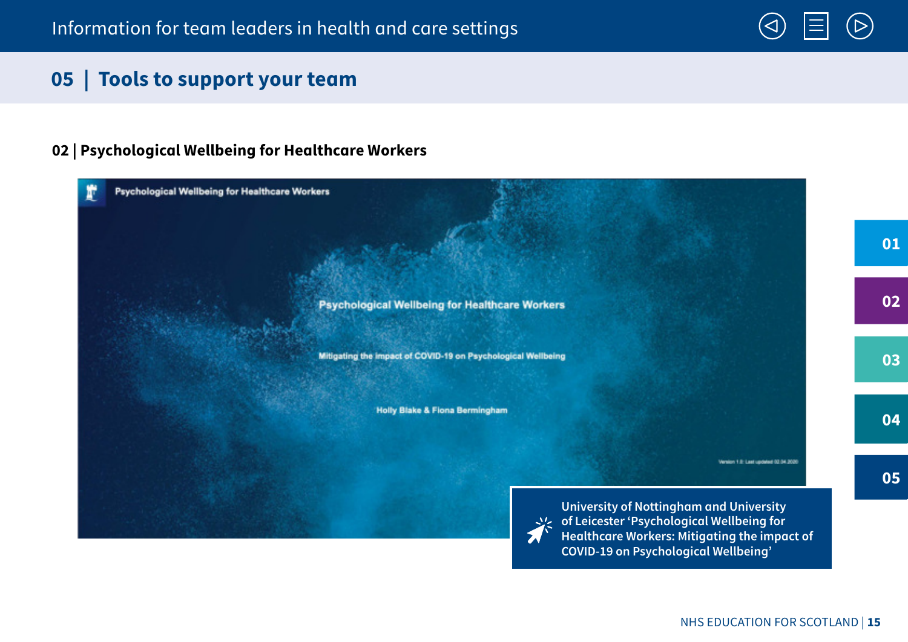## 05 | Tools to support your team

### 02 | Psychological Wellbeing for Healthcare Workers

Psychological Wellbeing for Healthcare Workers

Psychological Wellbeing for Healthcare Workers

Mitigating the impact of COVID-19 on Psychological Wellbeing

Holly Blake & Fiona Bermingham

Version 1.0: Last updated 02.04.2020

University of Nottingham and University of Leicester 'Psychological Wellbeing for Healthcare Workers: Mitigating the impact of COVID-19 on Psychological Wellbeing'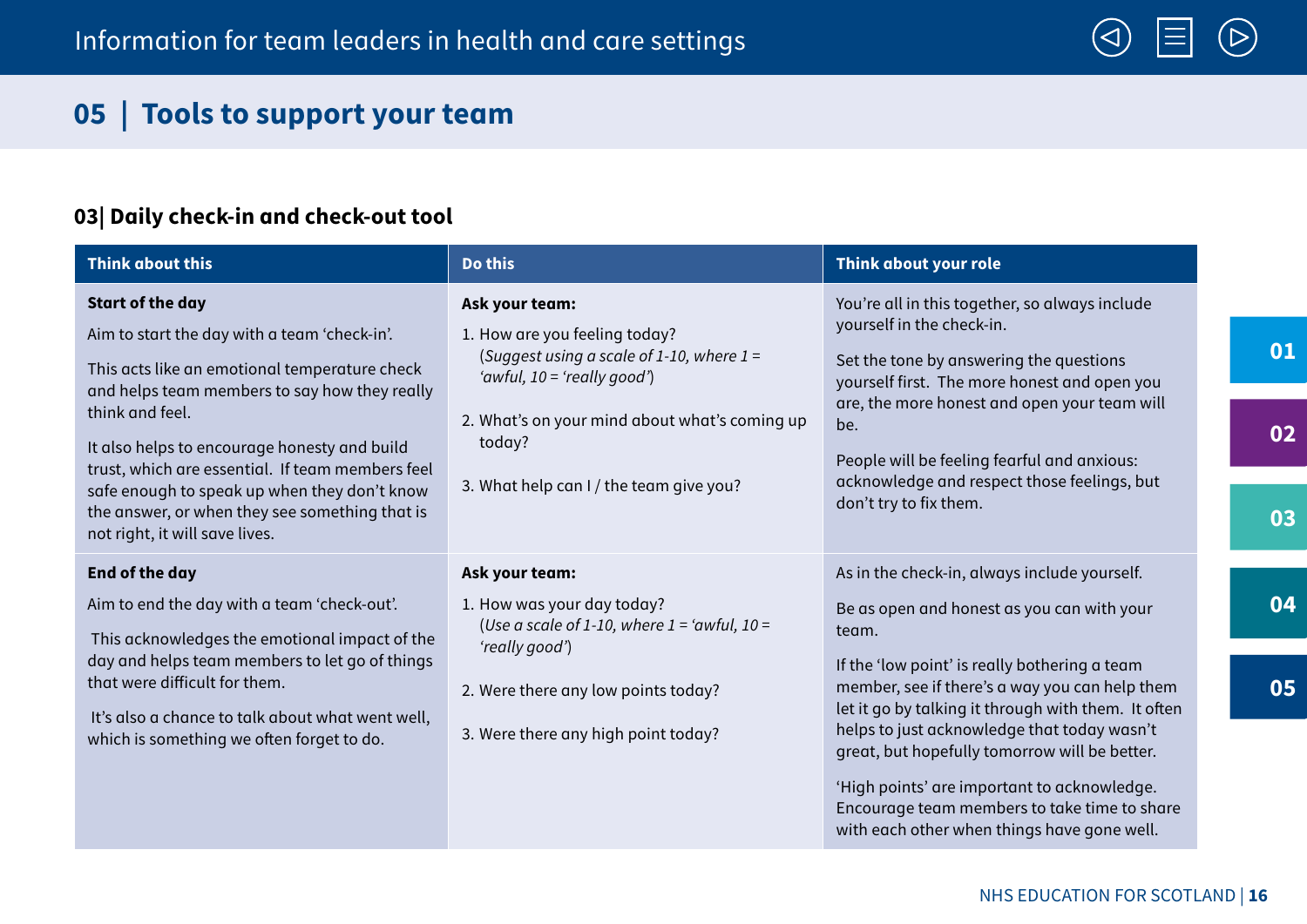## 05 | Tools to support your team

### 03| Daily check-in and check-out tool

| Think about this | Do this | Think about your role |
|---|---|---|
| **Start of the day**<br><br>Aim to start the day with a team 'check-in'.<br><br>This acts like an emotional temperature check and helps team members to say how they really think and feel.<br><br>It also helps to encourage honesty and build trust, which are essential. If team members feel safe enough to speak up when they don't know the answer, or when they see something that is not right, it will save lives. | **Ask your team:**<br><br>1. How are you feeling today? (*Suggest using a scale of 1-10, where 1 = 'awful, 10 = 'really good'*)<br><br>2. What's on your mind about what's coming up today?<br><br>3. What help can I / the team give you? | You're all in this together, so always include yourself in the check-in.<br><br>Set the tone by answering the questions yourself first. The more honest and open you are, the more honest and open your team will be.<br><br>People will be feeling fearful and anxious: acknowledge and respect those feelings, but don't try to fix them. |
| **End of the day**<br><br>Aim to end the day with a team 'check-out'.<br><br>This acknowledges the emotional impact of the day and helps team members to let go of things that were difficult for them.<br><br>It's also a chance to talk about what went well, which is something we often forget to do. | **Ask your team:**<br><br>1. How was your day today? (*Use a scale of 1-10, where 1 = 'awful, 10 = 'really good'*)<br><br>2. Were there any low points today?<br><br>3. Were there any high point today? | As in the check-in, always include yourself.<br><br>Be as open and honest as you can with your team.<br><br>If the 'low point' is really bothering a team member, see if there's a way you can help them let it go by talking it through with them. It often helps to just acknowledge that today wasn't great, but hopefully tomorrow will be better.<br><br>'High points' are important to acknowledge. Encourage team members to take time to share with each other when things have gone well. |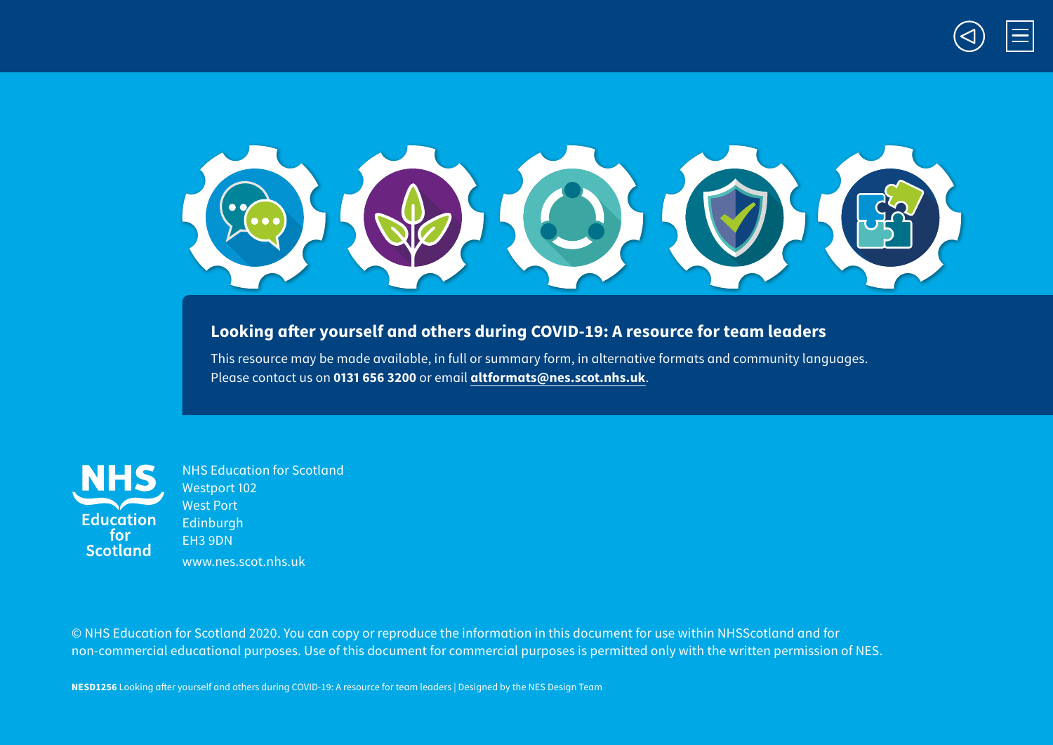## Looking after yourself and others during COVID-19: A resource for team leaders

This resource may be made available, in full or summary form, in alternative formats and community languages. Please contact us on **0131 656 3200** or email **altformats@nes.scot.nhs.uk**.

NHS Education for Scotland
Westport 102
West Port
Edinburgh
EH3 9DN
www.nes.scot.nhs.uk

© NHS Education for Scotland 2020. You can copy or reproduce the information in this document for use within NHSScotland and for non-commercial educational purposes. Use of this document for commercial purposes is permitted only with the written permission of NES.

**NESD1256** Looking after yourself and others during COVID-19: A resource for team leaders | Designed by the NES Design Team